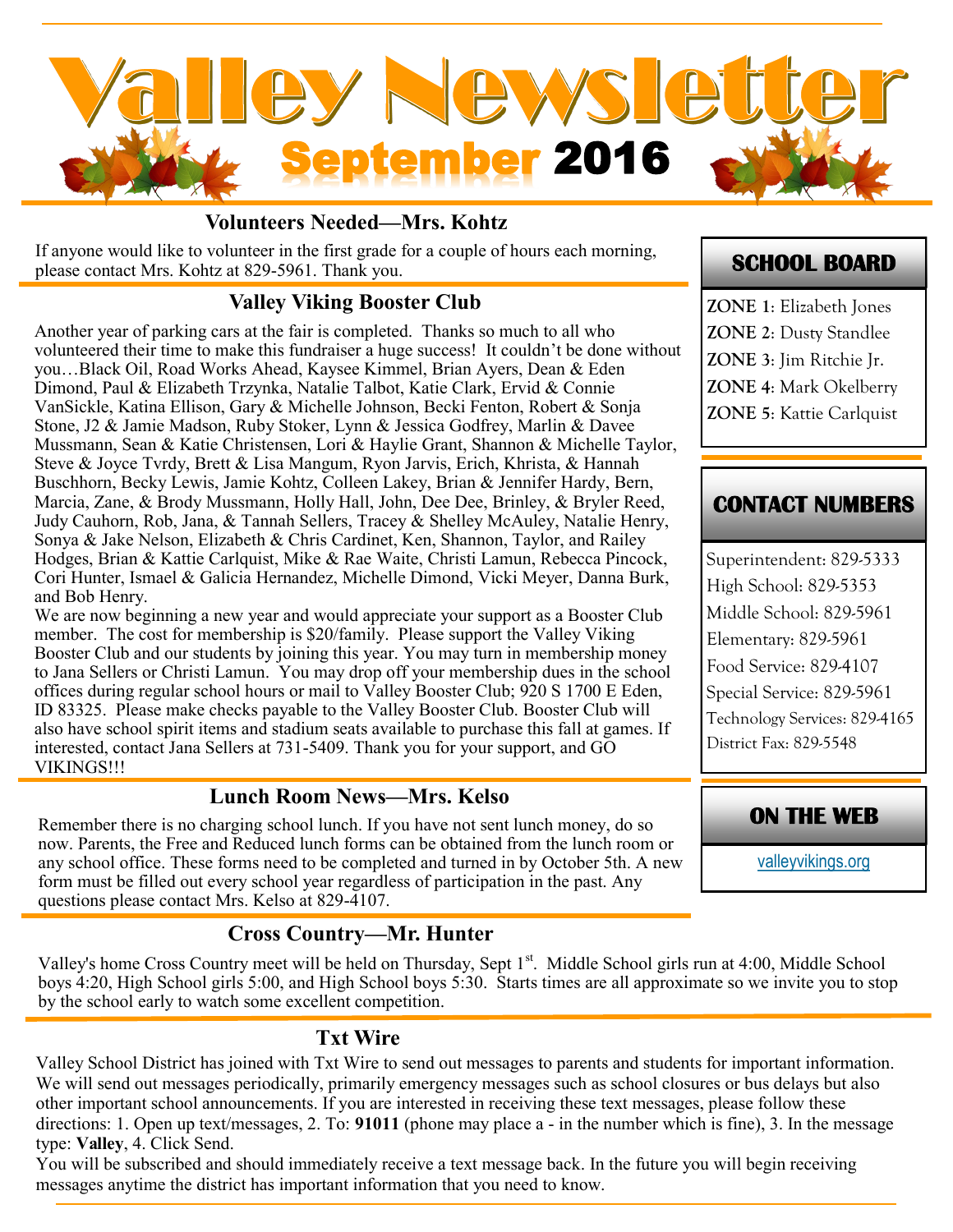# Valley Newsletter

## September 2016

### Volunteers Needed—Mrs. Kohtz

If anyone would like to volunteer in the first grade for a couple of hours each morning, please contact Mrs. Kohtz at 829-5961. Thank you.

### Valley Viking Booster Club

Another year of parking cars at the fair is completed. Thanks so much to all who volunteered their time to make this fundraiser a huge success! It couldn't be done without you…Black Oil, Road Works Ahead, Kaysee Kimmel, Brian Ayers, Dean & Eden Dimond, Paul & Elizabeth Trzynka, Natalie Talbot, Katie Clark, Ervid & Connie VanSickle, Katina Ellison, Gary & Michelle Johnson, Becki Fenton, Robert & Sonja Stone, J2 & Jamie Madson, Ruby Stoker, Lynn & Jessica Godfrey, Marlin & Davee Mussmann, Sean & Katie Christensen, Lori & Haylie Grant, Shannon & Michelle Taylor, Steve & Joyce Tvrdy, Brett & Lisa Mangum, Ryon Jarvis, Erich, Khrista, & Hannah Buschhorn, Becky Lewis, Jamie Kohtz, Colleen Lakey, Brian & Jennifer Hardy, Bern, Marcia, Zane, & Brody Mussmann, Holly Hall, John, Dee Dee, Brinley, & Bryler Reed, Judy Cauhorn, Rob, Jana, & Tannah Sellers, Tracey & Shelley McAuley, Natalie Henry, Sonya & Jake Nelson, Elizabeth & Chris Cardinet, Ken, Shannon, Taylor, and Railey Hodges, Brian & Kattie Carlquist, Mike & Rae Waite, Christi Lamun, Rebecca Pincock, Cori Hunter, Ismael & Galicia Hernandez, Michelle Dimond, Vicki Meyer, Danna Burk, and Bob Henry.

We are now beginning a new year and would appreciate your support as a Booster Club member. The cost for membership is $20/family. Please support the Valley Viking Booster Club and our students by joining this year. You may turn in membership money to Jana Sellers or Christi Lamun. You may drop off your membership dues in the school offices during regular school hours or mail to Valley Booster Club; 920 S 1700 E Eden, ID 83325. Please make checks payable to the Valley Booster Club. Booster Club will also have school spirit items and stadium seats available to purchase this fall at games. If interested, contact Jana Sellers at 731-5409. Thank you for your support, and GO VIKINGS!!!

### Lunch Room News—Mrs. Kelso

Remember there is no charging school lunch. If you have not sent lunch money, do so now. Parents, the Free and Reduced lunch forms can be obtained from the lunch room or any school office. These forms need to be completed and turned in by October 5th. A new form must be filled out every school year regardless of participation in the past. Any questions please contact Mrs. Kelso at 829-4107.

### SCHOOL BOARD

**ZONE 1**: Elizabeth Jones
**ZONE 2**: Dusty Standlee
**ZONE 3**: Jim Ritchie Jr.
**ZONE 4**: Mark Okelberry
**ZONE 5**: Kattie Carlquist

### CONTACT NUMBERS

Superintendent: 829-5333
High School: 829-5353
Middle School: 829-5961
Elementary: 829-5961
Food Service: 829-4107
Special Service: 829-5961
Technology Services: 829-4165
District Fax: 829-5548

### ON THE WEB

valleyvikings.org

### Cross Country—Mr. Hunter

Valley's home Cross Country meet will be held on Thursday, Sept 1st. Middle School girls run at 4:00, Middle School boys 4:20, High School girls 5:00, and High School boys 5:30. Starts times are all approximate so we invite you to stop by the school early to watch some excellent competition.

### Txt Wire

Valley School District has joined with Txt Wire to send out messages to parents and students for important information. We will send out messages periodically, primarily emergency messages such as school closures or bus delays but also other important school announcements. If you are interested in receiving these text messages, please follow these directions: 1. Open up text/messages, 2. To: **91011** (phone may place a - in the number which is fine), 3. In the message type: **Valley**, 4. Click Send.

You will be subscribed and should immediately receive a text message back. In the future you will begin receiving messages anytime the district has important information that you need to know.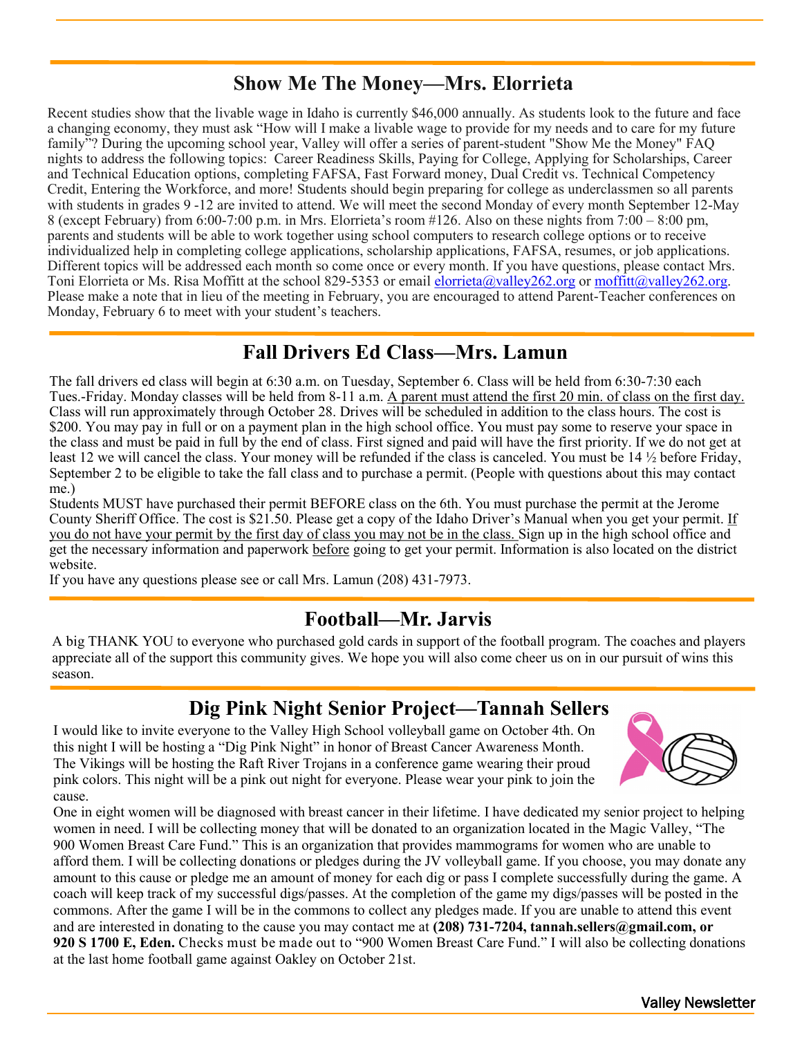## Show Me The Money—Mrs. Elorrieta

Recent studies show that the livable wage in Idaho is currently $46,000 annually. As students look to the future and face a changing economy, they must ask "How will I make a livable wage to provide for my needs and to care for my future family"? During the upcoming school year, Valley will offer a series of parent-student "Show Me the Money" FAQ nights to address the following topics: Career Readiness Skills, Paying for College, Applying for Scholarships, Career and Technical Education options, completing FAFSA, Fast Forward money, Dual Credit vs. Technical Competency Credit, Entering the Workforce, and more! Students should begin preparing for college as underclassmen so all parents with students in grades 9 -12 are invited to attend. We will meet the second Monday of every month September 12-May 8 (except February) from 6:00-7:00 p.m. in Mrs. Elorrieta's room #126. Also on these nights from 7:00 – 8:00 pm, parents and students will be able to work together using school computers to research college options or to receive individualized help in completing college applications, scholarship applications, FAFSA, resumes, or job applications. Different topics will be addressed each month so come once or every month. If you have questions, please contact Mrs. Toni Elorrieta or Ms. Risa Moffitt at the school 829-5353 or email elorrieta@valley262.org or moffitt@valley262.org. Please make a note that in lieu of the meeting in February, you are encouraged to attend Parent-Teacher conferences on Monday, February 6 to meet with your student's teachers.

## Fall Drivers Ed Class—Mrs. Lamun

The fall drivers ed class will begin at 6:30 a.m. on Tuesday, September 6. Class will be held from 6:30-7:30 each Tues.-Friday. Monday classes will be held from 8-11 a.m. <u>A parent must attend the first 20 min. of class on the first day.</u> Class will run approximately through October 28. Drives will be scheduled in addition to the class hours. The cost is $200. You may pay in full or on a payment plan in the high school office. You must pay some to reserve your space in the class and must be paid in full by the end of class. First signed and paid will have the first priority. If we do not get at least 12 we will cancel the class. Your money will be refunded if the class is canceled. You must be 14 ½ before Friday, September 2 to be eligible to take the fall class and to purchase a permit. (People with questions about this may contact me.)

Students MUST have purchased their permit BEFORE class on the 6th. You must purchase the permit at the Jerome County Sheriff Office. The cost is $21.50. Please get a copy of the Idaho Driver's Manual when you get your permit. <u>If you do not have your permit by the first day of class you may not be in the class.</u> Sign up in the high school office and get the necessary information and paperwork <u>before</u> going to get your permit. Information is also located on the district website.

If you have any questions please see or call Mrs. Lamun (208) 431-7973.

## Football—Mr. Jarvis

A big THANK YOU to everyone who purchased gold cards in support of the football program. The coaches and players appreciate all of the support this community gives. We hope you will also come cheer us on in our pursuit of wins this season.

## Dig Pink Night Senior Project—Tannah Sellers

I would like to invite everyone to the Valley High School volleyball game on October 4th. On this night I will be hosting a "Dig Pink Night" in honor of Breast Cancer Awareness Month. The Vikings will be hosting the Raft River Trojans in a conference game wearing their proud pink colors. This night will be a pink out night for everyone. Please wear your pink to join the cause.

One in eight women will be diagnosed with breast cancer in their lifetime. I have dedicated my senior project to helping women in need. I will be collecting money that will be donated to an organization located in the Magic Valley, "The 900 Women Breast Care Fund." This is an organization that provides mammograms for women who are unable to afford them. I will be collecting donations or pledges during the JV volleyball game. If you choose, you may donate any amount to this cause or pledge me an amount of money for each dig or pass I complete successfully during the game. A coach will keep track of my successful digs/passes. At the completion of the game my digs/passes will be posted in the commons. After the game I will be in the commons to collect any pledges made. If you are unable to attend this event and are interested in donating to the cause you may contact me at **(208) 731-7204, tannah.sellers@gmail.com, or 920 S 1700 E, Eden.** Checks must be made out to "900 Women Breast Care Fund." I will also be collecting donations at the last home football game against Oakley on October 21st.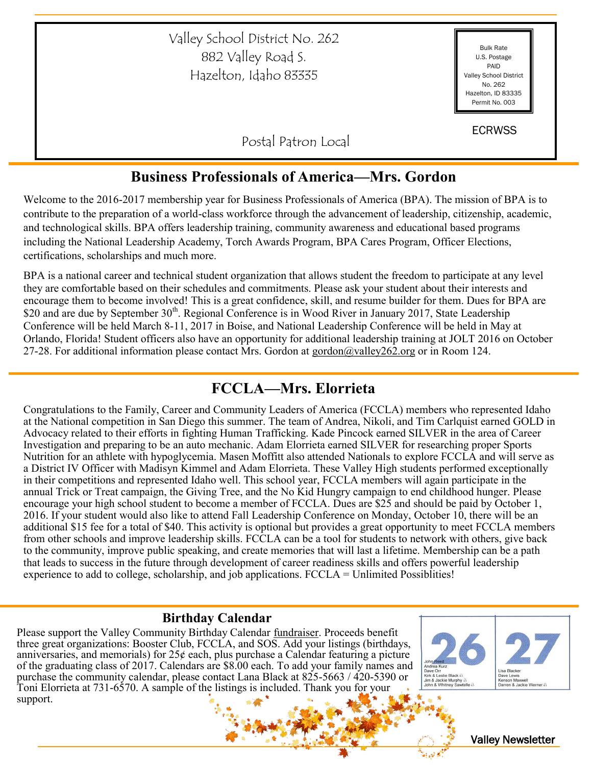Valley School District No. 262
882 Valley Road S.
Hazelton, Idaho 83335

Bulk Rate
U.S. Postage
PAID
Valley School District
No. 262
Hazelton, ID 83335
Permit No. 003

ECRWSS

Postal Patron Local

## Business Professionals of America—Mrs. Gordon

Welcome to the 2016-2017 membership year for Business Professionals of America (BPA). The mission of BPA is to contribute to the preparation of a world-class workforce through the advancement of leadership, citizenship, academic, and technological skills. BPA offers leadership training, community awareness and educational based programs including the National Leadership Academy, Torch Awards Program, BPA Cares Program, Officer Elections, certifications, scholarships and much more.

BPA is a national career and technical student organization that allows student the freedom to participate at any level they are comfortable based on their schedules and commitments. Please ask your student about their interests and encourage them to become involved! This is a great confidence, skill, and resume builder for them. Dues for BPA are $20 and are due by September 30th. Regional Conference is in Wood River in January 2017, State Leadership Conference will be held March 8-11, 2017 in Boise, and National Leadership Conference will be held in May at Orlando, Florida! Student officers also have an opportunity for additional leadership training at JOLT 2016 on October 27-28. For additional information please contact Mrs. Gordon at gordon@valley262.org or in Room 124.

## FCCLA—Mrs. Elorrieta

Congratulations to the Family, Career and Community Leaders of America (FCCLA) members who represented Idaho at the National competition in San Diego this summer. The team of Andrea, Nikoli, and Tim Carlquist earned GOLD in Advocacy related to their efforts in fighting Human Trafficking. Kade Pincock earned SILVER in the area of Career Investigation and preparing to be an auto mechanic. Adam Elorrieta earned SILVER for researching proper Sports Nutrition for an athlete with hypoglycemia. Masen Moffitt also attended Nationals to explore FCCLA and will serve as a District IV Officer with Madisyn Kimmel and Adam Elorrieta. These Valley High students performed exceptionally in their competitions and represented Idaho well. This school year, FCCLA members will again participate in the annual Trick or Treat campaign, the Giving Tree, and the No Kid Hungry campaign to end childhood hunger. Please encourage your high school student to become a member of FCCLA. Dues are $25 and should be paid by October 1, 2016. If your student would also like to attend Fall Leadership Conference on Monday, October 10, there will be an additional $15 fee for a total of $40. This activity is optional but provides a great opportunity to meet FCCLA members from other schools and improve leadership skills. FCCLA can be a tool for students to network with others, give back to the community, improve public speaking, and create memories that will last a lifetime. Membership can be a path that leads to success in the future through development of career readiness skills and offers powerful leadership experience to add to college, scholarship, and job applications. FCCLA = Unlimited Possiblities!

### Birthday Calendar

Please support the Valley Community Birthday Calendar fundraiser. Proceeds benefit three great organizations: Booster Club, FCCLA, and SOS. Add your listings (birthdays, anniversaries, and memorials) for 25¢ each, plus purchase a Calendar featuring a picture of the graduating class of 2017. Calendars are $8.00 each. To add your family names and purchase the community calendar, please contact Lana Black at 825-5663 / 420-5390 or Toni Elorrieta at 731-6570. A sample of the listings is included. Thank you for your support.

26
John Reed
Andrea Kurz
Dave Orr
Kirk & Leslie Black
Jim & Jackie Murphy
John & Whitney Sawtelle

27
Lisa Blacker
Dave Lewis
Kenson Maxwell
Darren & Jackie Werner